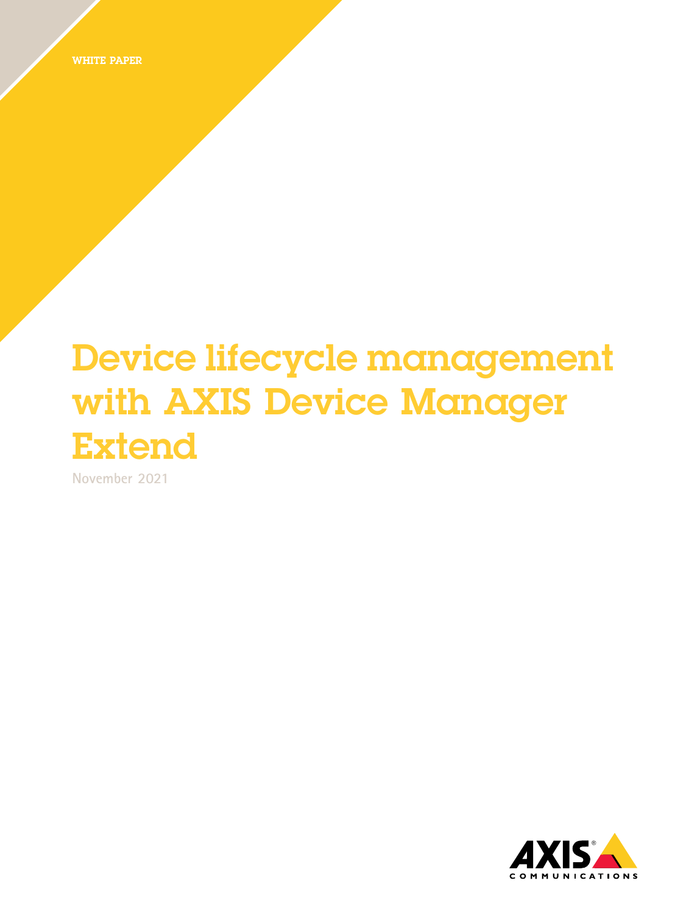WHITE PAPER

# Device lifecycle management with AXIS Device Manager Extend

November 2021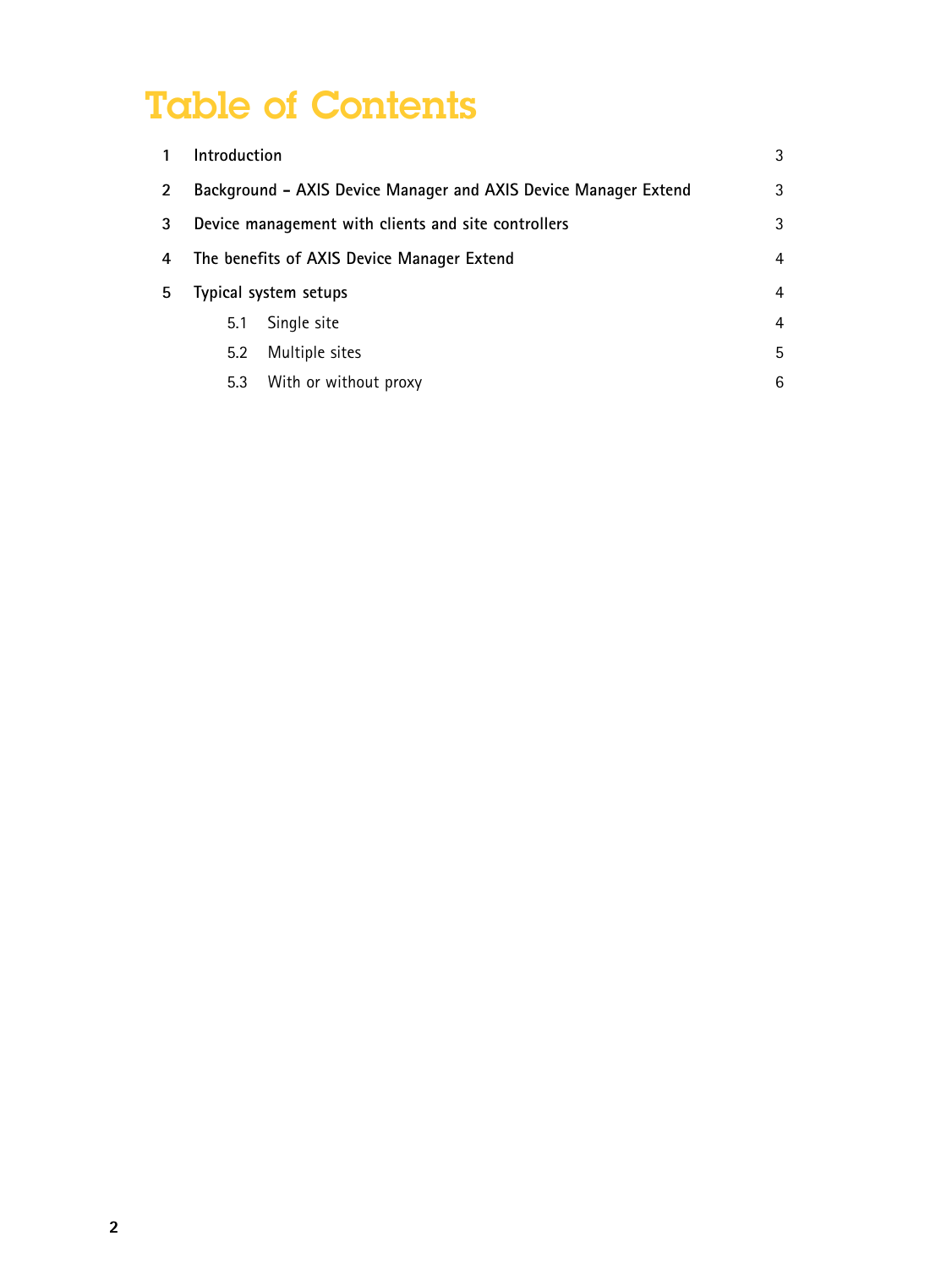# Table of Contents

| | | |
|---|---|---|
| 1 | Introduction | 3 |
| 2 | Background – AXIS Device Manager and AXIS Device Manager Extend | 3 |
| 3 | Device management with clients and site controllers | 3 |
| 4 | The benefits of AXIS Device Manager Extend | 4 |
| 5 | Typical system setups | 4 |
| 5.1 | Single site | 4 |
| 5.2 | Multiple sites | 5 |
| 5.3 | With or without proxy | 6 |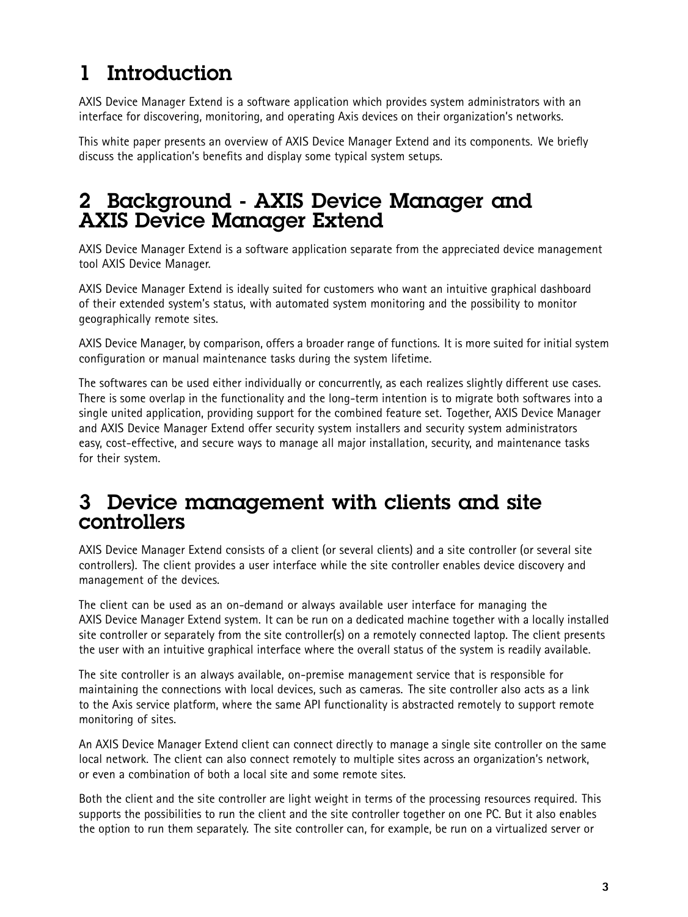## 1 Introduction

AXIS Device Manager Extend is a software application which provides system administrators with an interface for discovering, monitoring, and operating Axis devices on their organization's networks.

This white paper presents an overview of AXIS Device Manager Extend and its components. We briefly discuss the application's benefits and display some typical system setups.

## 2 Background - AXIS Device Manager and AXIS Device Manager Extend

AXIS Device Manager Extend is a software application separate from the appreciated device management tool AXIS Device Manager.

AXIS Device Manager Extend is ideally suited for customers who want an intuitive graphical dashboard of their extended system's status, with automated system monitoring and the possibility to monitor geographically remote sites.

AXIS Device Manager, by comparison, offers a broader range of functions. It is more suited for initial system configuration or manual maintenance tasks during the system lifetime.

The softwares can be used either individually or concurrently, as each realizes slightly different use cases. There is some overlap in the functionality and the long-term intention is to migrate both softwares into a single united application, providing support for the combined feature set. Together, AXIS Device Manager and AXIS Device Manager Extend offer security system installers and security system administrators easy, cost-effective, and secure ways to manage all major installation, security, and maintenance tasks for their system.

## 3 Device management with clients and site controllers

AXIS Device Manager Extend consists of a client (or several clients) and a site controller (or several site controllers). The client provides a user interface while the site controller enables device discovery and management of the devices.

The client can be used as an on-demand or always available user interface for managing the AXIS Device Manager Extend system. It can be run on a dedicated machine together with a locally installed site controller or separately from the site controller(s) on a remotely connected laptop. The client presents the user with an intuitive graphical interface where the overall status of the system is readily available.

The site controller is an always available, on-premise management service that is responsible for maintaining the connections with local devices, such as cameras. The site controller also acts as a link to the Axis service platform, where the same API functionality is abstracted remotely to support remote monitoring of sites.

An AXIS Device Manager Extend client can connect directly to manage a single site controller on the same local network. The client can also connect remotely to multiple sites across an organization's network, or even a combination of both a local site and some remote sites.

Both the client and the site controller are light weight in terms of the processing resources required. This supports the possibilities to run the client and the site controller together on one PC. But it also enables the option to run them separately. The site controller can, for example, be run on a virtualized server or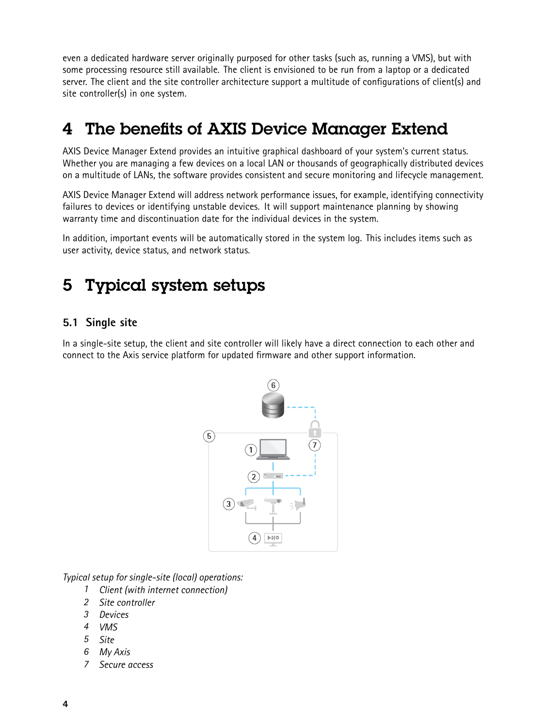even a dedicated hardware server originally purposed for other tasks (such as, running a VMS), but with some processing resource still available. The client is envisioned to be run from a laptop or a dedicated server. The client and the site controller architecture support a multitude of configurations of client(s) and site controller(s) in one system.

# 4 The benefits of AXIS Device Manager Extend

AXIS Device Manager Extend provides an intuitive graphical dashboard of your system's current status. Whether you are managing a few devices on a local LAN or thousands of geographically distributed devices on a multitude of LANs, the software provides consistent and secure monitoring and lifecycle management.

AXIS Device Manager Extend will address network performance issues, for example, identifying connectivity failures to devices or identifying unstable devices. It will support maintenance planning by showing warranty time and discontinuation date for the individual devices in the system.

In addition, important events will be automatically stored in the system log. This includes items such as user activity, device status, and network status.

# 5 Typical system setups

## 5.1 Single site

In a single-site setup, the client and site controller will likely have a direct connection to each other and connect to the Axis service platform for updated firmware and other support information.

*Typical setup for single-site (local) operations:*

1. *Client (with internet connection)*
2. *Site controller*
3. *Devices*
4. *VMS*
5. *Site*
6. *My Axis*
7. *Secure access*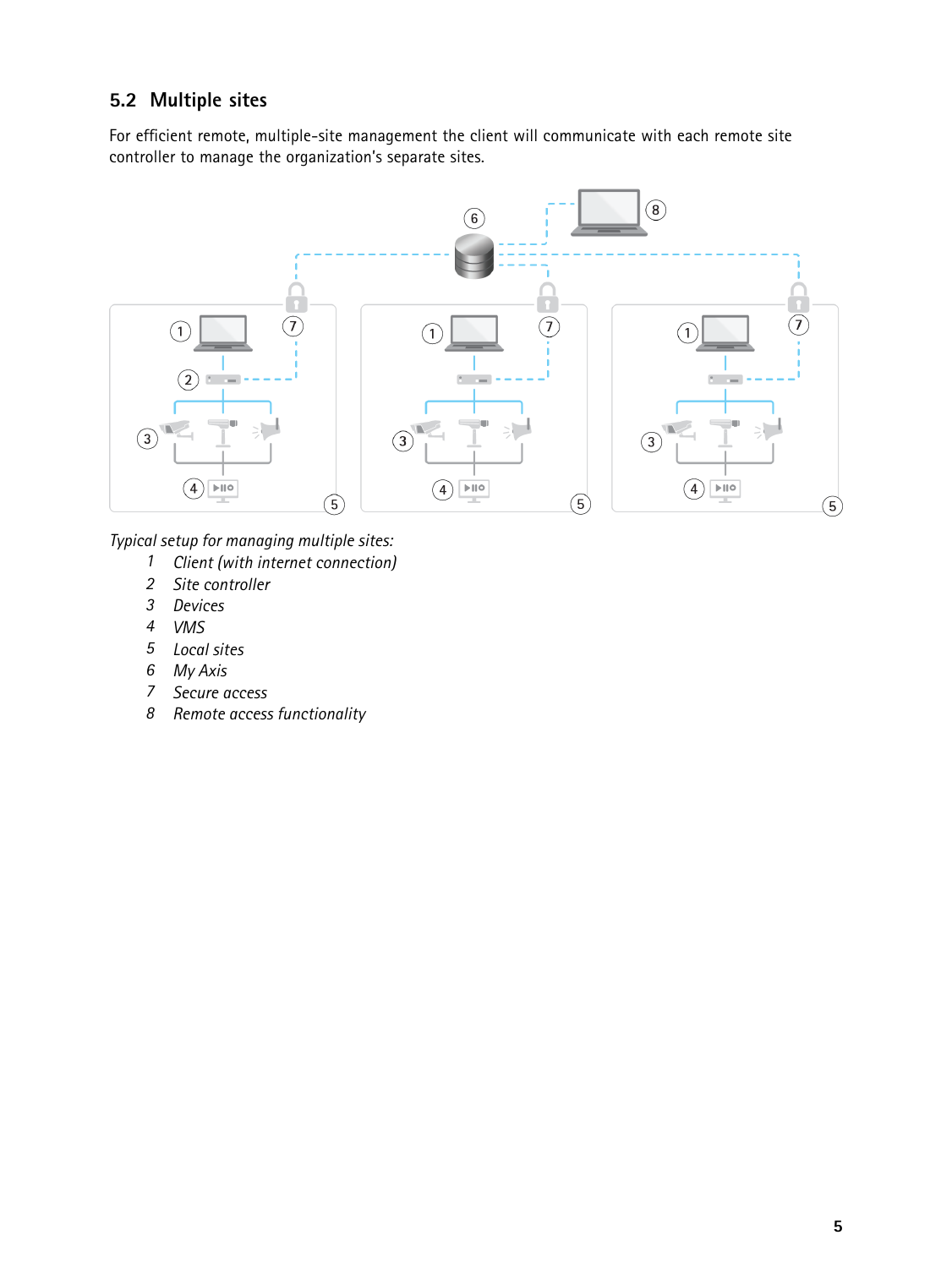## 5.2 Multiple sites

For efficient remote, multiple-site management the client will communicate with each remote site controller to manage the organization's separate sites.

*Typical setup for managing multiple sites:*

1. *Client (with internet connection)*
2. *Site controller*
3. *Devices*
4. *VMS*
5. *Local sites*
6. *My Axis*
7. *Secure access*
8. *Remote access functionality*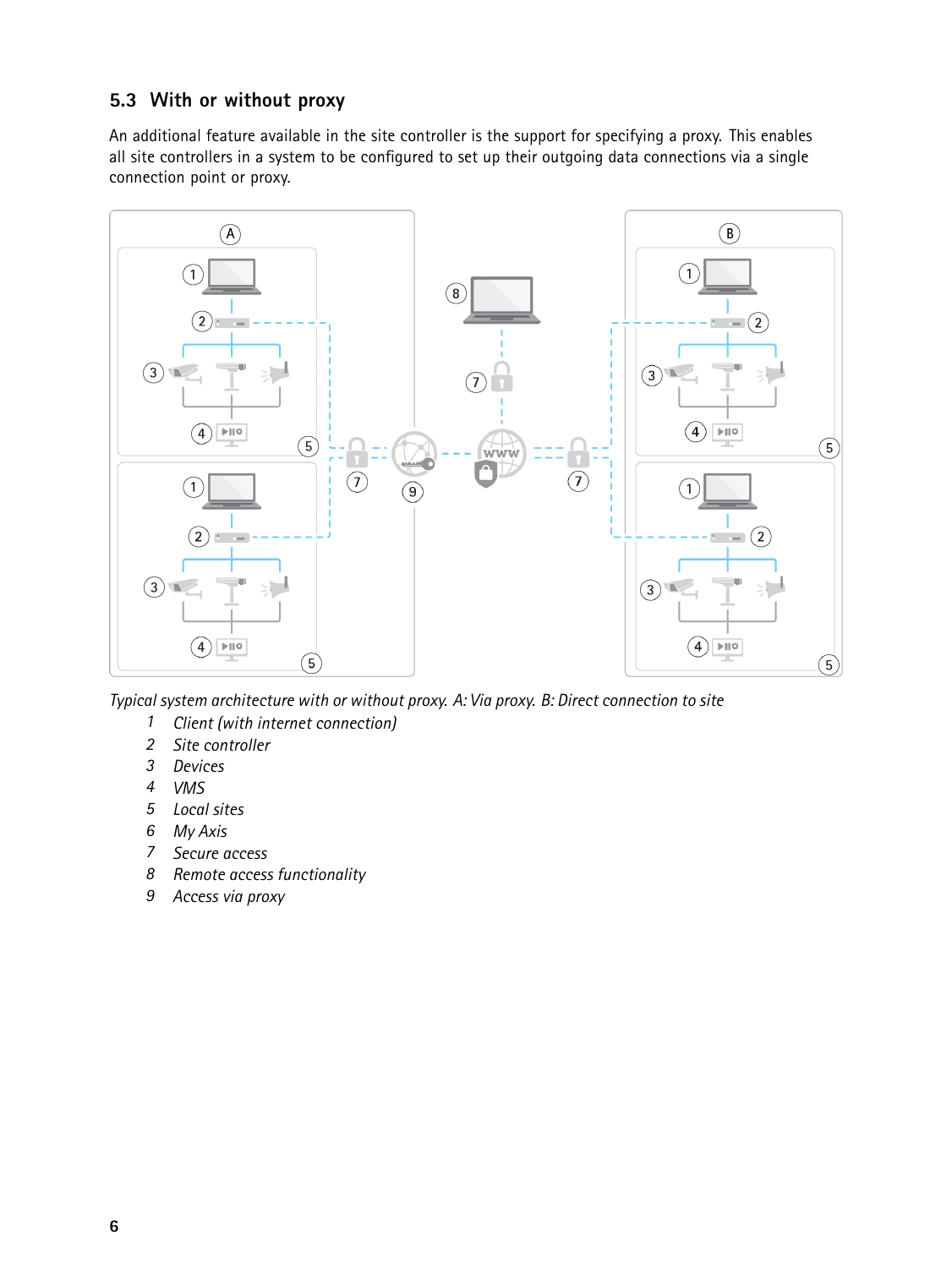## 5.3 With or without proxy

An additional feature available in the site controller is the support for specifying a proxy. This enables all site controllers in a system to be configured to set up their outgoing data connections via a single connection point or proxy.

*Typical system architecture with or without proxy. A: Via proxy. B: Direct connection to site*

1. *Client (with internet connection)*
2. *Site controller*
3. *Devices*
4. *VMS*
5. *Local sites*
6. *My Axis*
7. *Secure access*
8. *Remote access functionality*
9. *Access via proxy*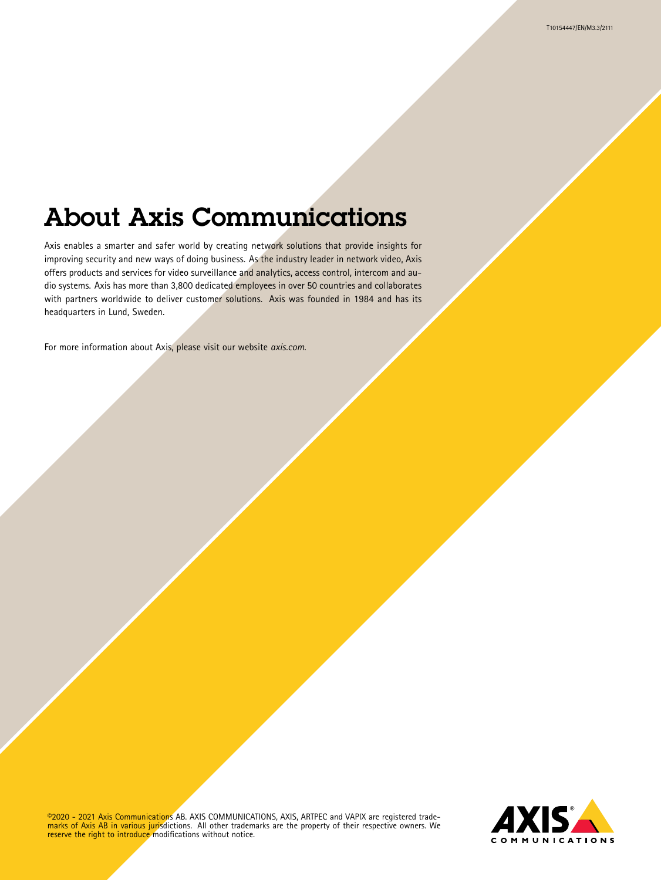# About Axis Communications

Axis enables a smarter and safer world by creating network solutions that provide insights for improving security and new ways of doing business. As the industry leader in network video, Axis offers products and services for video surveillance and analytics, access control, intercom and audio systems. Axis has more than 3,800 dedicated employees in over 50 countries and collaborates with partners worldwide to deliver customer solutions. Axis was founded in 1984 and has its headquarters in Lund, Sweden.

For more information about Axis, please visit our website *axis.com*.

©2020 - 2021 Axis Communications AB. AXIS COMMUNICATIONS, AXIS, ARTPEC and VAPIX are registered trademarks of Axis AB in various jurisdictions. All other trademarks are the property of their respective owners. We reserve the right to introduce modifications without notice.